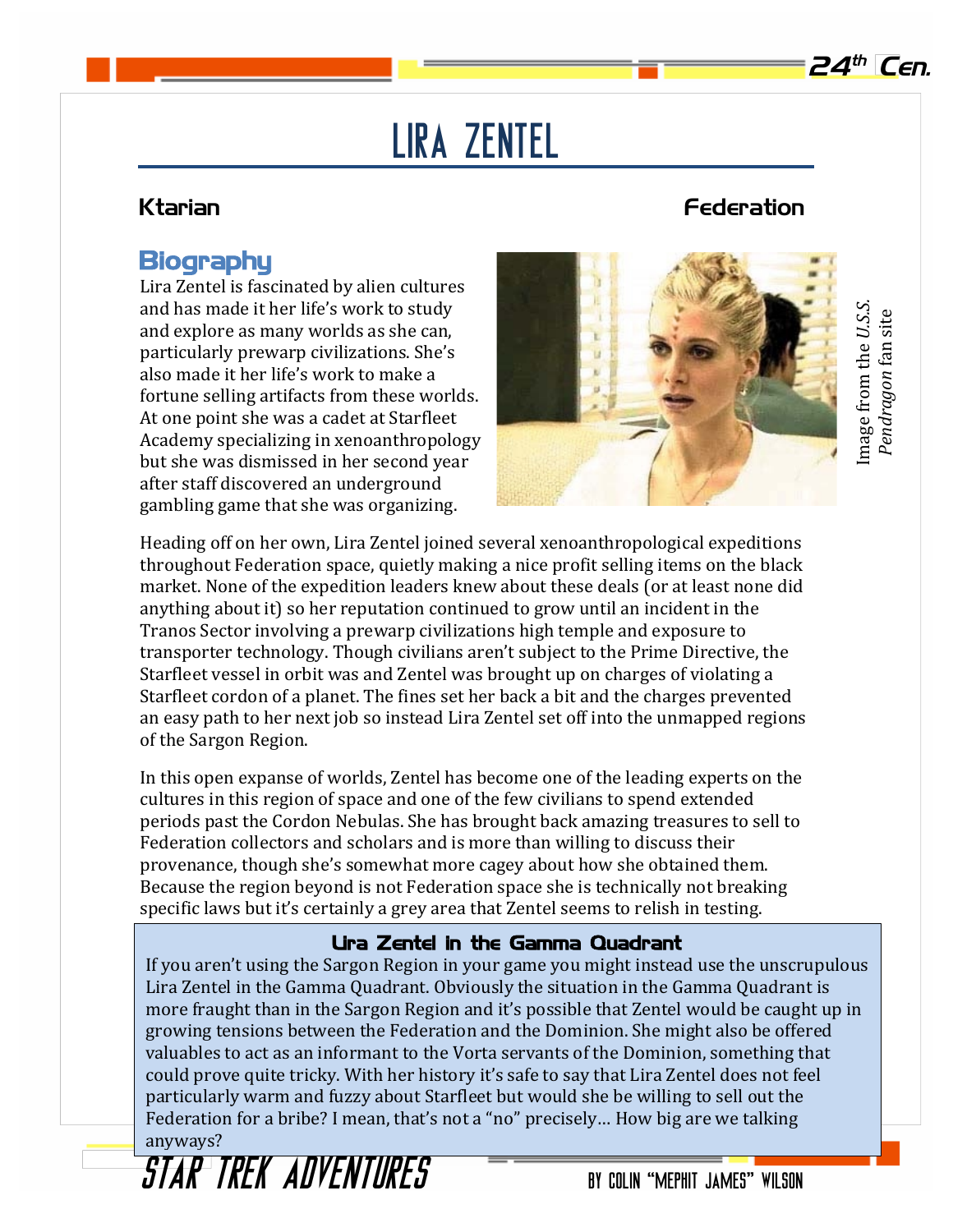# Lira Zentel

**Ktarian** **Federation**

## Biography

Lira Zentel is fascinated by alien cultures and has made it her life's work to study and explore as many worlds as she can, particularly prewarp civilizations. She's also made it her life's work to make a fortune selling artifacts from these worlds. At one point she was a cadet at Starfleet Academy specializing in xenoanthropology but she was dismissed in her second year after staff discovered an underground gambling game that she was organizing.

Image from the *U.S.S. Pendragon* fan site

Heading off on her own, Lira Zentel joined several xenoanthropological expeditions throughout Federation space, quietly making a nice profit selling items on the black market. None of the expedition leaders knew about these deals (or at least none did anything about it) so her reputation continued to grow until an incident in the Tranos Sector involving a prewarp civilizations high temple and exposure to transporter technology. Though civilians aren't subject to the Prime Directive, the Starfleet vessel in orbit was and Zentel was brought up on charges of violating a Starfleet cordon of a planet. The fines set her back a bit and the charges prevented an easy path to her next job so instead Lira Zentel set off into the unmapped regions of the Sargon Region.

In this open expanse of worlds, Zentel has become one of the leading experts on the cultures in this region of space and one of the few civilians to spend extended periods past the Cordon Nebulas. She has brought back amazing treasures to sell to Federation collectors and scholars and is more than willing to discuss their provenance, though she's somewhat more cagey about how she obtained them. Because the region beyond is not Federation space she is technically not breaking specific laws but it's certainly a grey area that Zentel seems to relish in testing.

### Lira Zentel in the Gamma Quadrant

If you aren't using the Sargon Region in your game you might instead use the unscrupulous Lira Zentel in the Gamma Quadrant. Obviously the situation in the Gamma Quadrant is more fraught than in the Sargon Region and it's possible that Zentel would be caught up in growing tensions between the Federation and the Dominion. She might also be offered valuables to act as an informant to the Vorta servants of the Dominion, something that could prove quite tricky. With her history it's safe to say that Lira Zentel does not feel particularly warm and fuzzy about Starfleet but would she be willing to sell out the Federation for a bribe? I mean, that's not a "no" precisely… How big are we talking anyways?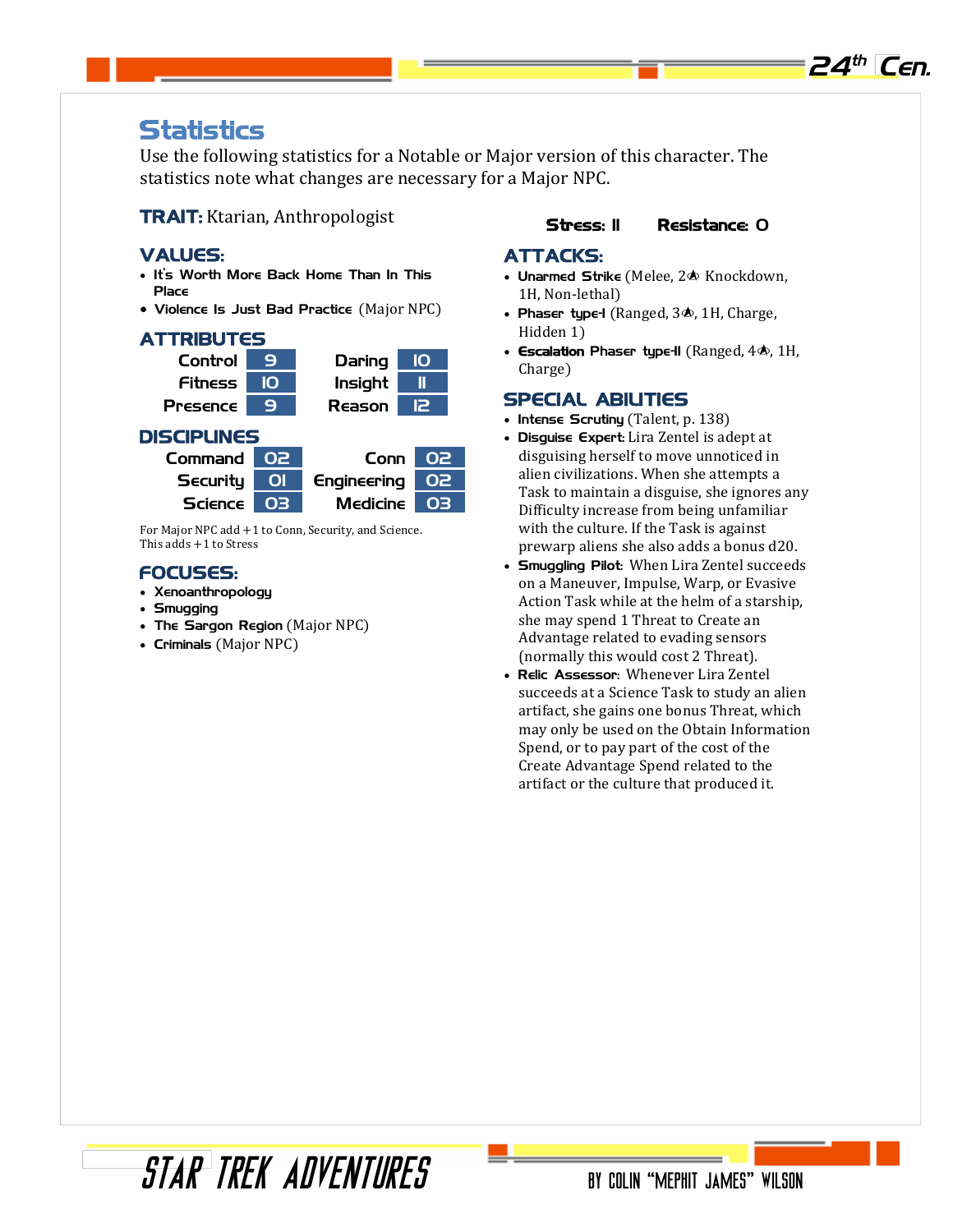## Statistics

Use the following statistics for a Notable or Major version of this character. The statistics note what changes are necessary for a Major NPC.

**TRAIT:** Ktarian, Anthropologist

### VALUES:

- **It's Worth More Back Home Than In This Place**
- **Violence Is Just Bad Practice** (Major NPC)

### ATTRIBUTES

| | | | |
|---|---|---|---|
| Control | 9 | Daring | 10 |
| Fitness | 10 | Insight | 11 |
| Presence | 9 | Reason | 12 |

### DISCIPLINES

| | | | |
|---|---|---|---|
| Command | 02 | Conn | 02 |
| Security | 01 | Engineering | 02 |
| Science | 03 | Medicine | 03 |

For Major NPC add +1 to Conn, Security, and Science.
This adds +1 to Stress

### FOCUSES:

- **Xenoanthropology**
- **Smugging**
- **The Sargon Region** (Major NPC)
- **Criminals** (Major NPC)

**Stress: 11** **Resistance: 0**

### ATTACKS:

- **Unarmed Strike** (Melee, 2▲ Knockdown, 1H, Non-lethal)
- **Phaser type-I** (Ranged, 3▲, 1H, Charge, Hidden 1)
- **Escalation Phaser type-II** (Ranged, 4▲, 1H, Charge)

### SPECIAL ABILITIES

- **Intense Scrutiny** (Talent, p. 138)
- **Disguise Expert:** Lira Zentel is adept at disguising herself to move unnoticed in alien civilizations. When she attempts a Task to maintain a disguise, she ignores any Difficulty increase from being unfamiliar with the culture. If the Task is against prewarp aliens she also adds a bonus d20.
- **Smuggling Pilot:** When Lira Zentel succeeds on a Maneuver, Impulse, Warp, or Evasive Action Task while at the helm of a starship, she may spend 1 Threat to Create an Advantage related to evading sensors (normally this would cost 2 Threat).
- **Relic Assessor:** Whenever Lira Zentel succeeds at a Science Task to study an alien artifact, she gains one bonus Threat, which may only be used on the Obtain Information Spend, or to pay part of the cost of the Create Advantage Spend related to the artifact or the culture that produced it.